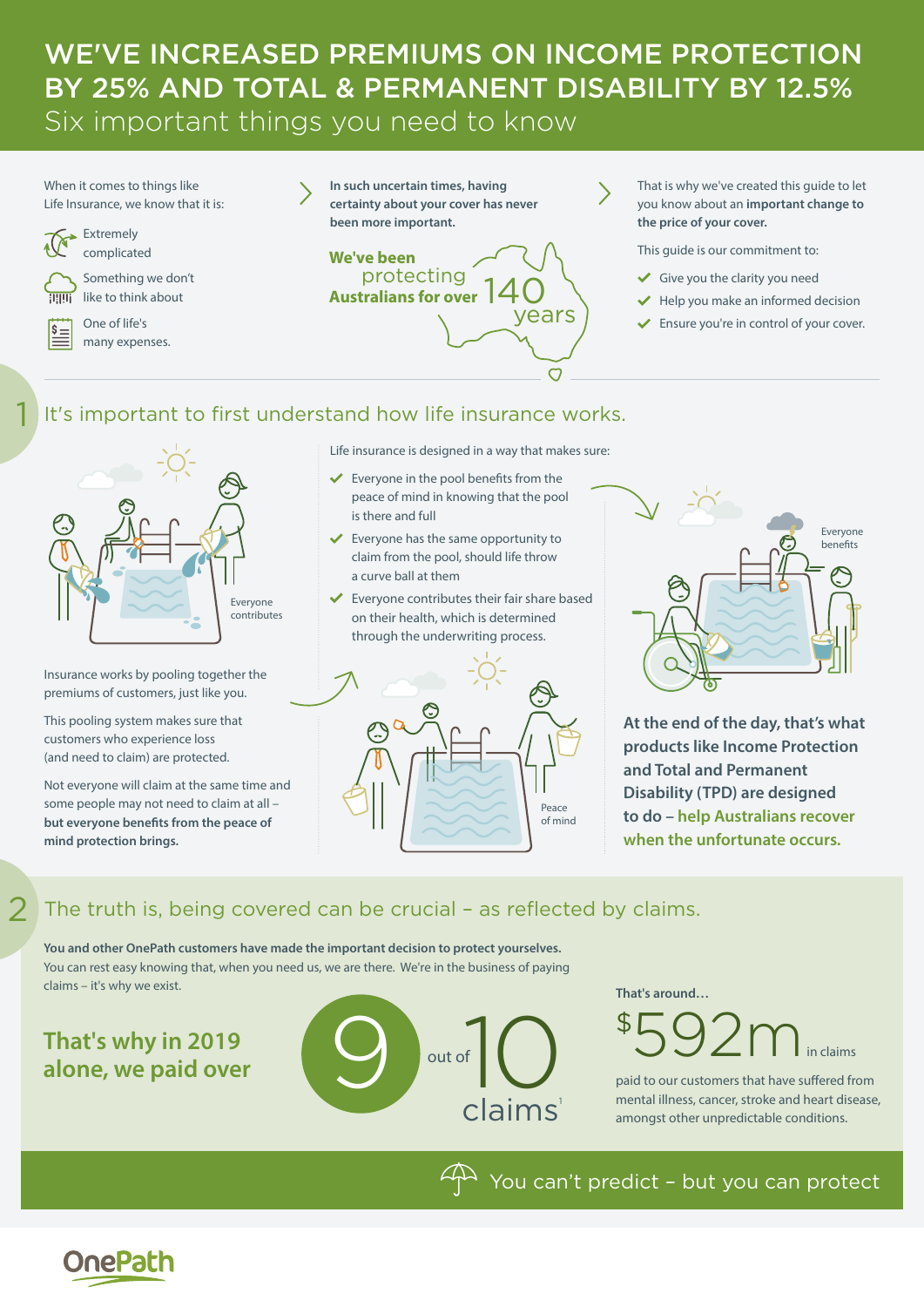# WE'VE INCREASED PREMIUMS ON INCOME PROTECTION BY 25% AND TOTAL & PERMANENT DISABILITY BY 12.5%

## Six important things you need to know

When it comes to things like Life Insurance, we know that it is:

- Extremely complicated
- Something we don't like to think about
- One of life's many expenses.

**In such uncertain times, having certainty about your cover has never been more important.**

**We've been** protecting **Australians for over** 140 years

That is why we've created this guide to let you know about an **important change to the price of your cover.**

This guide is our commitment to:

- Give you the clarity you need
- Help you make an informed decision
- Ensure you're in control of your cover.

## 1 It's important to first understand how life insurance works.

Everyone contributes

Insurance works by pooling together the premiums of customers, just like you.

This pooling system makes sure that customers who experience loss (and need to claim) are protected.

Not everyone will claim at the same time and some people may not need to claim at all – **but everyone benefits from the peace of mind protection brings.**

Life insurance is designed in a way that makes sure:

- Everyone in the pool benefits from the peace of mind in knowing that the pool is there and full
- Everyone has the same opportunity to claim from the pool, should life throw a curve ball at them
- Everyone contributes their fair share based on their health, which is determined through the underwriting process.

Peace of mind

Everyone benefits

**At the end of the day, that's what products like Income Protection and Total and Permanent Disability (TPD) are designed to do – help Australians recover when the unfortunate occurs.**

## 2 The truth is, being covered can be crucial – as reflected by claims.

**You and other OnePath customers have made the important decision to protect yourselves.** You can rest easy knowing that, when you need us, we are there. We're in the business of paying claims – it's why we exist.

**That's why in 2019 alone, we paid over** 9 out of 10 claims[1]

That's around… $592m in claims

paid to our customers that have suffered from mental illness, cancer, stroke and heart disease, amongst other unpredictable conditions.

You can't predict – but you can protect

OnePath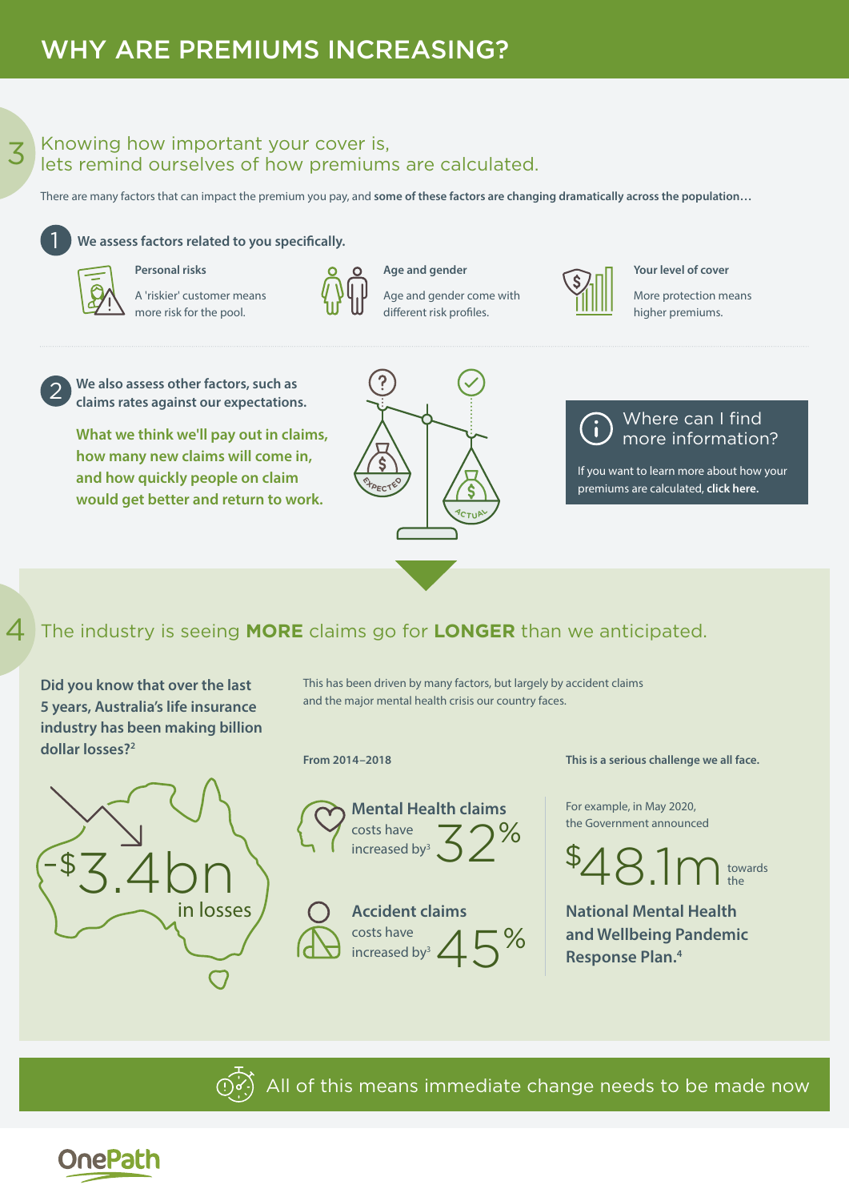# WHY ARE PREMIUMS INCREASING?

## 3 Knowing how important your cover is, lets remind ourselves of how premiums are calculated.

There are many factors that can impact the premium you pay, and **some of these factors are changing dramatically across the population…**

### 1 We assess factors related to you specifically.

**Personal risks**

A 'riskier' customer means more risk for the pool.

**Age and gender**

Age and gender come with different risk profiles.

**Your level of cover**

More protection means higher premiums.

### 2 We also assess other factors, such as claims rates against our expectations.

**What we think we'll pay out in claims, how many new claims will come in, and how quickly people on claim would get better and return to work.**

EXPECTED

ACTUAL

**Where can I find more information?**

If you want to learn more about how your premiums are calculated, **click here.**

## 4 The industry is seeing **MORE** claims go for **LONGER** than we anticipated.

**Did you know that over the last 5 years, Australia's life insurance industry has been making billion dollar losses?[2]**

-$3.4bn in losses

This has been driven by many factors, but largely by accident claims and the major mental health crisis our country faces.

**From 2014–2018**

**Mental Health claims** costs have increased by[3] 32%

**Accident claims** costs have increased by[3] 45%

**This is a serious challenge we all face.**

For example, in May 2020, the Government announced $48.1m towards the **National Mental Health and Wellbeing Pandemic Response Plan.[4]**

All of this means immediate change needs to be made now

OnePath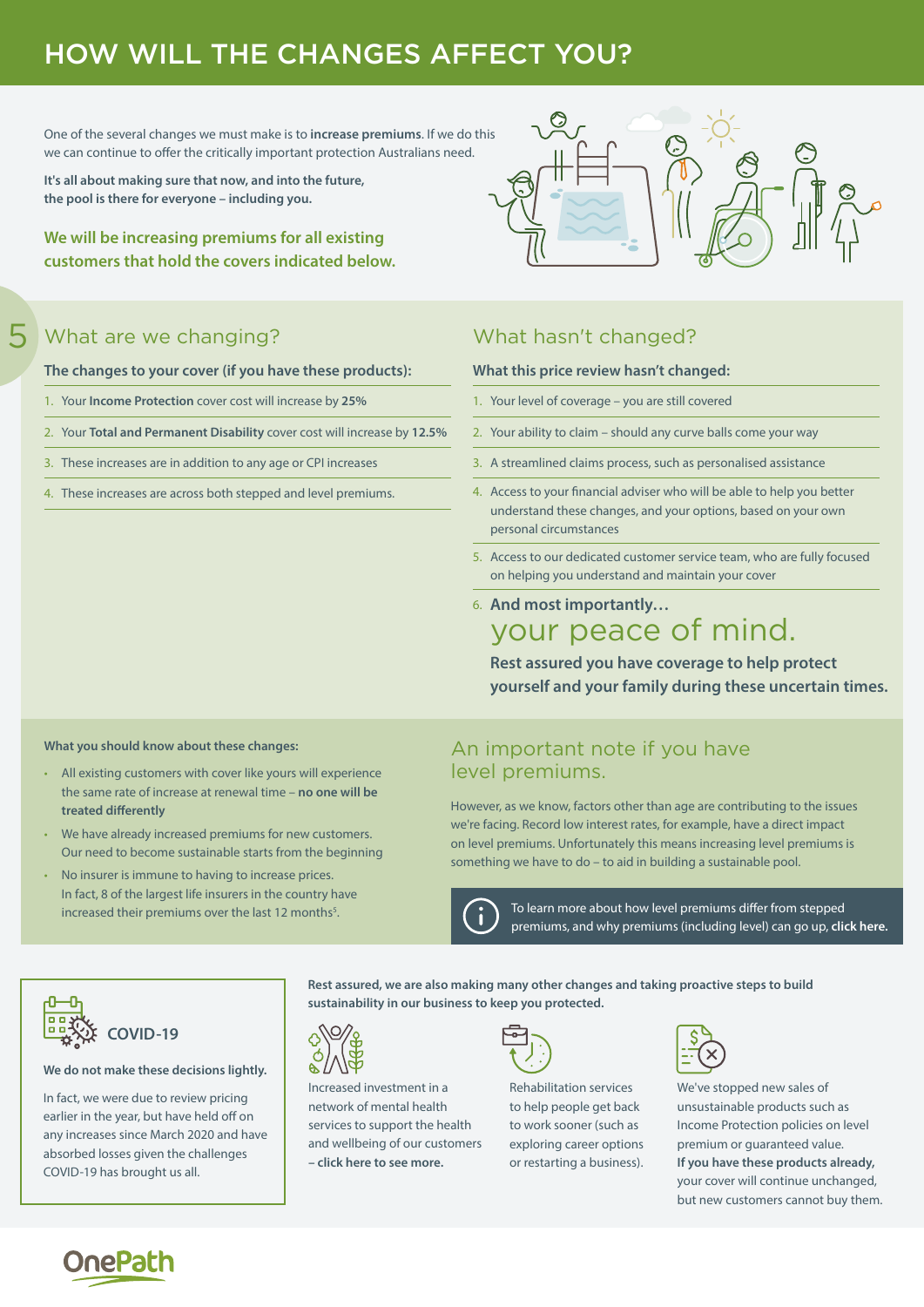# HOW WILL THE CHANGES AFFECT YOU?

One of the several changes we must make is to **increase premiums**. If we do this we can continue to offer the critically important protection Australians need.

**It's all about making sure that now, and into the future, the pool is there for everyone – including you.**

**We will be increasing premiums for all existing customers that hold the covers indicated below.**

## What are we changing?

**The changes to your cover (if you have these products):**

1. Your **Income Protection** cover cost will increase by **25%**
2. Your **Total and Permanent Disability** cover cost will increase by **12.5%**
3. These increases are in addition to any age or CPI increases
4. These increases are across both stepped and level premiums.

## What hasn't changed?

**What this price review hasn't changed:**

1. Your level of coverage – you are still covered
2. Your ability to claim – should any curve balls come your way
3. A streamlined claims process, such as personalised assistance
4. Access to your financial adviser who will be able to help you better understand these changes, and your options, based on your own personal circumstances
5. Access to our dedicated customer service team, who are fully focused on helping you understand and maintain your cover
6. **And most importantly…** your peace of mind.

**Rest assured you have coverage to help protect yourself and your family during these uncertain times.**

**What you should know about these changes:**

- All existing customers with cover like yours will experience the same rate of increase at renewal time – **no one will be treated differently**
- We have already increased premiums for new customers. Our need to become sustainable starts from the beginning
- No insurer is immune to having to increase prices. In fact, 8 of the largest life insurers in the country have increased their premiums over the last 12 months[5].

## An important note if you have level premiums.

However, as we know, factors other than age are contributing to the issues we're facing. Record low interest rates, for example, have a direct impact on level premiums. Unfortunately this means increasing level premiums is something we have to do – to aid in building a sustainable pool.

To learn more about how level premiums differ from stepped premiums, and why premiums (including level) can go up, **click here.**

## COVID-19

**We do not make these decisions lightly.**

In fact, we were due to review pricing earlier in the year, but have held off on any increases since March 2020 and have absorbed losses given the challenges COVID-19 has brought us all.

**Rest assured, we are also making many other changes and taking proactive steps to build sustainability in our business to keep you protected.**

Increased investment in a network of mental health services to support the health and wellbeing of our customers – **click here to see more.**

Rehabilitation services to help people get back to work sooner (such as exploring career options or restarting a business).

We've stopped new sales of unsustainable products such as Income Protection policies on level premium or guaranteed value. **If you have these products already,** your cover will continue unchanged, but new customers cannot buy them.

OnePath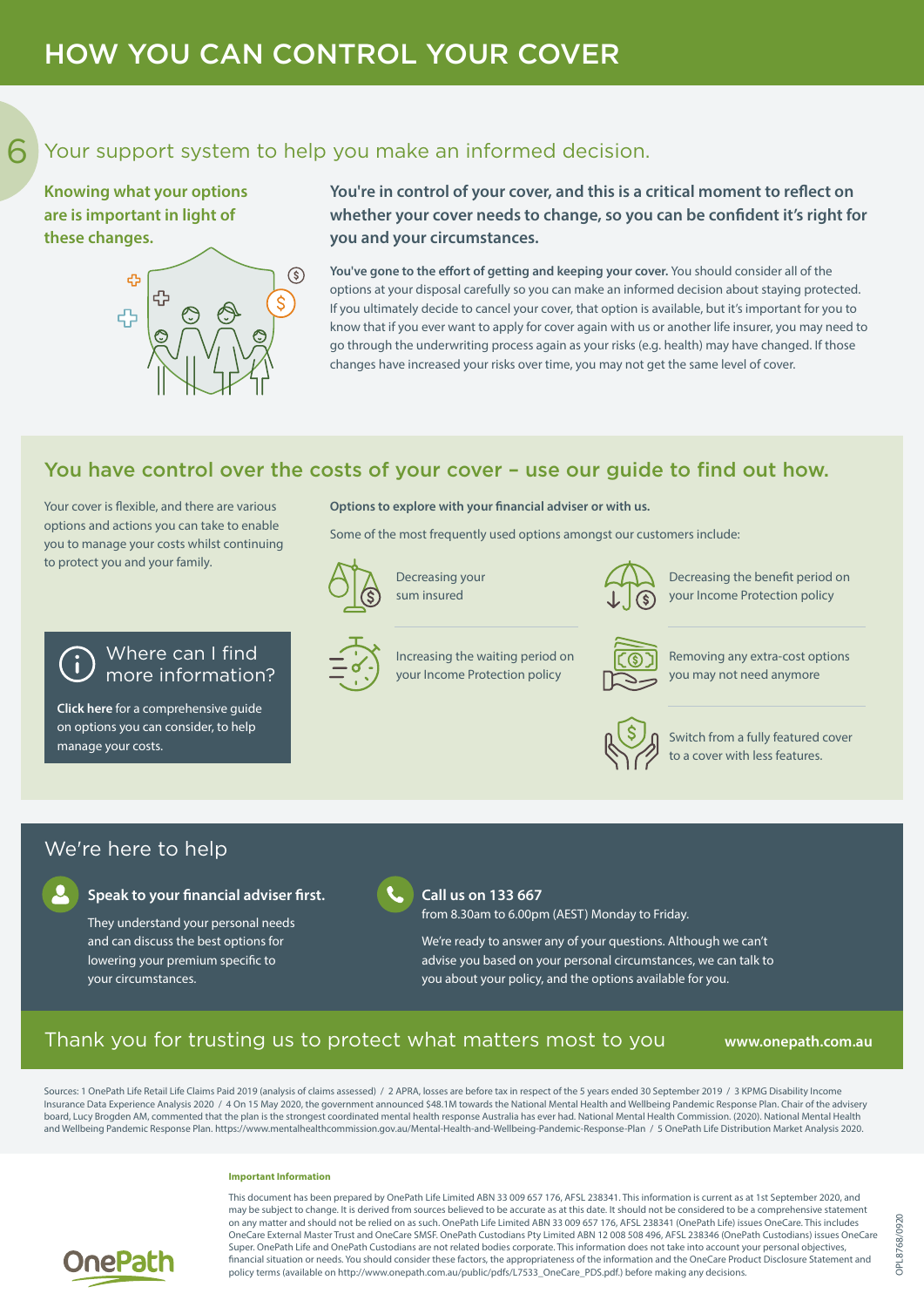# HOW YOU CAN CONTROL YOUR COVER

## 6 Your support system to help you make an informed decision.

**Knowing what your options are is important in light of these changes.**

**You're in control of your cover, and this is a critical moment to reflect on whether your cover needs to change, so you can be confident it's right for you and your circumstances.**

**You've gone to the effort of getting and keeping your cover.** You should consider all of the options at your disposal carefully so you can make an informed decision about staying protected. If you ultimately decide to cancel your cover, that option is available, but it's important for you to know that if you ever want to apply for cover again with us or another life insurer, you may need to go through the underwriting process again as your risks (e.g. health) may have changed. If those changes have increased your risks over time, you may not get the same level of cover.

## You have control over the costs of your cover – use our guide to find out how.

Your cover is flexible, and there are various options and actions you can take to enable you to manage your costs whilst continuing to protect you and your family.

**Options to explore with your financial adviser or with us.**

Some of the most frequently used options amongst our customers include:

- Decreasing your sum insured
- Decreasing the benefit period on your Income Protection policy
- Increasing the waiting period on your Income Protection policy
- Removing any extra-cost options you may not need anymore
- Switch from a fully featured cover to a cover with less features.

### Where can I find more information?

**Click here** for a comprehensive guide on options you can consider, to help manage your costs.

## We're here to help

**Speak to your financial adviser first.**

They understand your personal needs and can discuss the best options for lowering your premium specific to your circumstances.

**Call us on 133 667**
from 8.30am to 6.00pm (AEST) Monday to Friday.

We're ready to answer any of your questions. Although we can't advise you based on your personal circumstances, we can talk to you about your policy, and the options available for you.

## Thank you for trusting us to protect what matters most to you

**www.onepath.com.au**

Sources: 1 OnePath Life Retail Life Claims Paid 2019 (analysis of claims assessed) / 2 APRA, losses are before tax in respect of the 5 years ended 30 September 2019 / 3 KPMG Disability Income Insurance Data Experience Analysis 2020 / 4 On 15 May 2020, the government announced $48.1M towards the National Mental Health and Wellbeing Pandemic Response Plan. Chair of the advisory board, Lucy Brogden AM, commented that the plan is the strongest coordinated mental health response Australia has ever had. National Mental Health Commission. (2020). National Mental Health and Wellbeing Pandemic Response Plan. https://www.mentalhealthcommission.gov.au/Mental-Health-and-Wellbeing-Pandemic-Response-Plan / 5 OnePath Life Distribution Market Analysis 2020.

**Important Information**

This document has been prepared by OnePath Life Limited ABN 33 009 657 176, AFSL 238341. This information is current as at 1st September 2020, and may be subject to change. It is derived from sources believed to be accurate as at this date. It should not be considered to be a comprehensive statement on any matter and should not be relied on as such. OnePath Life Limited ABN 33 009 657 176, AFSL 238341 (OnePath Life) issues OneCare. This includes OneCare External Master Trust and OneCare SMSF. OnePath Custodians Pty Limited ABN 12 008 508 496, AFSL 238346 (OnePath Custodians) issues OneCare Super. OnePath Life and OnePath Custodians are not related bodies corporate. This information does not take into account your personal objectives, financial situation or needs. You should consider these factors, the appropriateness of the information and the OneCare Product Disclosure Statement and policy terms (available on http://www.onepath.com.au/public/pdfs/L7533_OneCare_PDS.pdf.) before making any decisions.

OnePath

OPL8768/0920